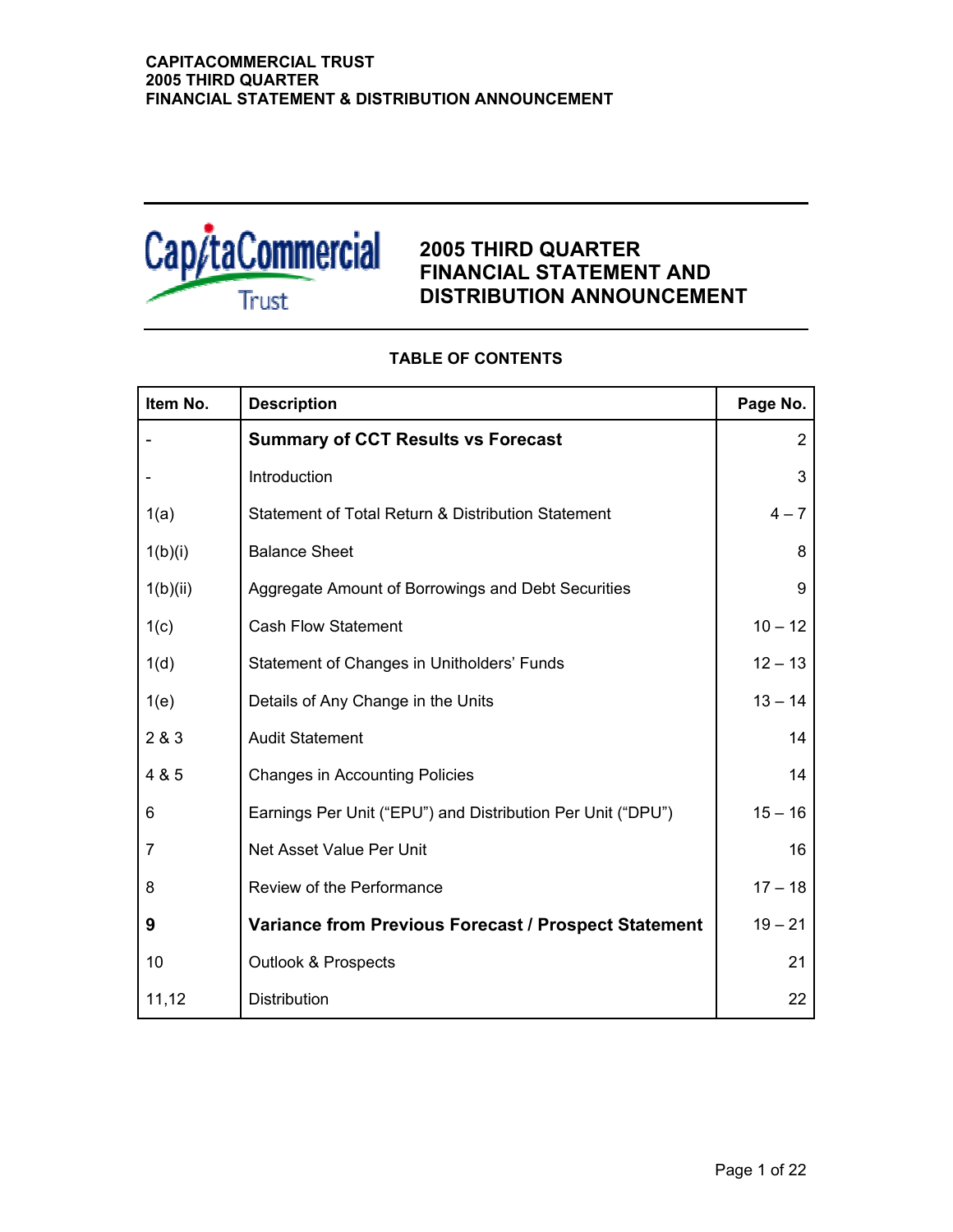# 2005 THIRD QUARTER FINANCIAL STATEMENT AND DISTRIBUTION ANNOUNCEMENT

## TABLE OF CONTENTS

| Item No. | Description | Page No. |
|---|---|---|
| - | **Summary of CCT Results vs Forecast** | 2 |
| - | Introduction | 3 |
| 1(a) | Statement of Total Return & Distribution Statement | 4 – 7 |
| 1(b)(i) | Balance Sheet | 8 |
| 1(b)(ii) | Aggregate Amount of Borrowings and Debt Securities | 9 |
| 1(c) | Cash Flow Statement | 10 – 12 |
| 1(d) | Statement of Changes in Unitholders' Funds | 12 – 13 |
| 1(e) | Details of Any Change in the Units | 13 – 14 |
| 2 & 3 | Audit Statement | 14 |
| 4 & 5 | Changes in Accounting Policies | 14 |
| 6 | Earnings Per Unit ("EPU") and Distribution Per Unit ("DPU") | 15 – 16 |
| 7 | Net Asset Value Per Unit | 16 |
| 8 | Review of the Performance | 17 – 18 |
| **9** | **Variance from Previous Forecast / Prospect Statement** | 19 – 21 |
| 10 | Outlook & Prospects | 21 |
| 11,12 | Distribution | 22 |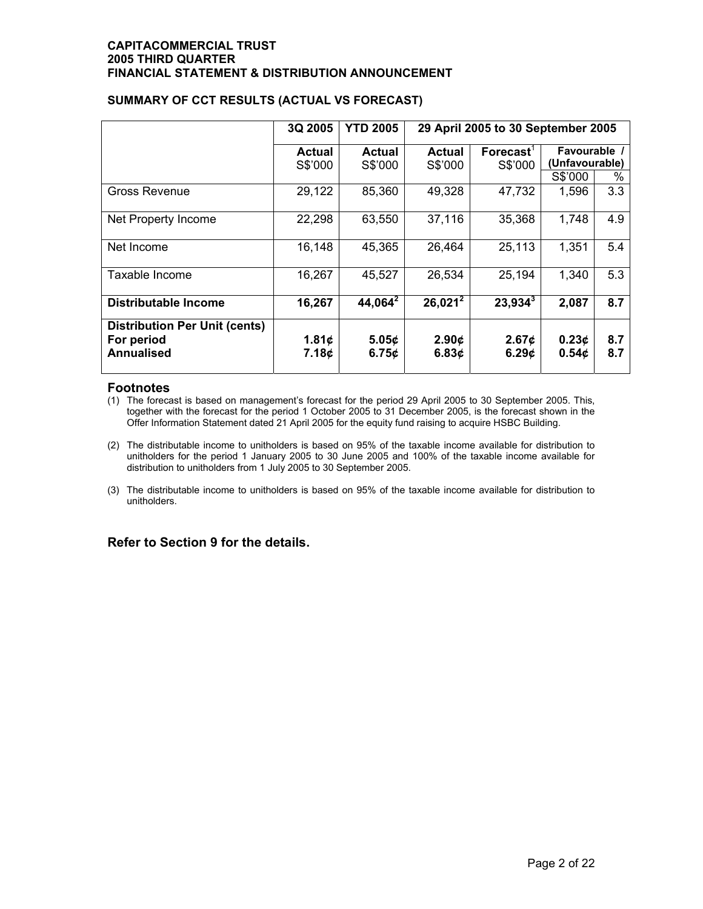**CAPITACOMMERCIAL TRUST**
**2005 THIRD QUARTER**
**FINANCIAL STATEMENT & DISTRIBUTION ANNOUNCEMENT**

**SUMMARY OF CCT RESULTS (ACTUAL VS FORECAST)**

| | 3Q 2005 | YTD 2005 | 29 April 2005 to 30 September 2005 | | | |
|---|---|---|---|---|---|---|
| | **Actual** S$'000 | **Actual** S$'000 | **Actual** S$'000 | **Forecast**[1] S$'000 | **Favourable / (Unfavourable)** S$'000 | % |
| Gross Revenue | 29,122 | 85,360 | 49,328 | 47,732 | 1,596 | 3.3 |
| Net Property Income | 22,298 | 63,550 | 37,116 | 35,368 | 1,748 | 4.9 |
| Net Income | 16,148 | 45,365 | 26,464 | 25,113 | 1,351 | 5.4 |
| Taxable Income | 16,267 | 45,527 | 26,534 | 25,194 | 1,340 | 5.3 |
| **Distributable Income** | **16,267** | **44,064**[2] | **26,021**[2] | **23,934**[3] | **2,087** | **8.7** |
| **Distribution Per Unit (cents)** | | | | | | |
| **For period** | **1.81¢** | **5.05¢** | **2.90¢** | **2.67¢** | **0.23¢** | **8.7** |
| **Annualised** | **7.18¢** | **6.75¢** | **6.83¢** | **6.29¢** | **0.54¢** | **8.7** |

## Footnotes

(1) The forecast is based on management's forecast for the period 29 April 2005 to 30 September 2005. This, together with the forecast for the period 1 October 2005 to 31 December 2005, is the forecast shown in the Offer Information Statement dated 21 April 2005 for the equity fund raising to acquire HSBC Building.

(2) The distributable income to unitholders is based on 95% of the taxable income available for distribution to unitholders for the period 1 January 2005 to 30 June 2005 and 100% of the taxable income available for distribution to unitholders from 1 July 2005 to 30 September 2005.

(3) The distributable income to unitholders is based on 95% of the taxable income available for distribution to unitholders.

## Refer to Section 9 for the details.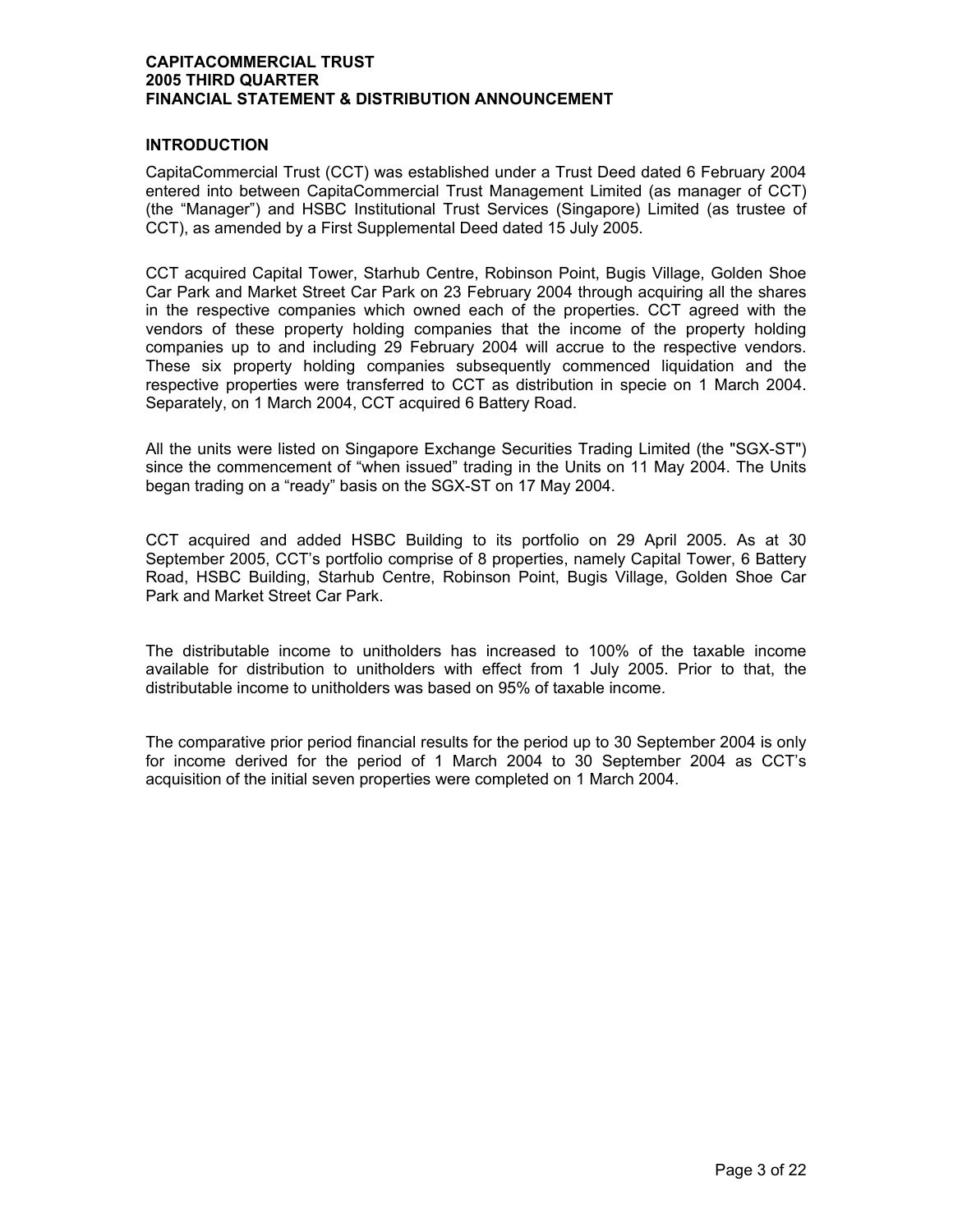## INTRODUCTION

CapitaCommercial Trust (CCT) was established under a Trust Deed dated 6 February 2004 entered into between CapitaCommercial Trust Management Limited (as manager of CCT) (the "Manager") and HSBC Institutional Trust Services (Singapore) Limited (as trustee of CCT), as amended by a First Supplemental Deed dated 15 July 2005.

CCT acquired Capital Tower, Starhub Centre, Robinson Point, Bugis Village, Golden Shoe Car Park and Market Street Car Park on 23 February 2004 through acquiring all the shares in the respective companies which owned each of the properties. CCT agreed with the vendors of these property holding companies that the income of the property holding companies up to and including 29 February 2004 will accrue to the respective vendors. These six property holding companies subsequently commenced liquidation and the respective properties were transferred to CCT as distribution in specie on 1 March 2004. Separately, on 1 March 2004, CCT acquired 6 Battery Road.

All the units were listed on Singapore Exchange Securities Trading Limited (the "SGX-ST") since the commencement of "when issued" trading in the Units on 11 May 2004. The Units began trading on a "ready" basis on the SGX-ST on 17 May 2004.

CCT acquired and added HSBC Building to its portfolio on 29 April 2005. As at 30 September 2005, CCT's portfolio comprise of 8 properties, namely Capital Tower, 6 Battery Road, HSBC Building, Starhub Centre, Robinson Point, Bugis Village, Golden Shoe Car Park and Market Street Car Park.

The distributable income to unitholders has increased to 100% of the taxable income available for distribution to unitholders with effect from 1 July 2005. Prior to that, the distributable income to unitholders was based on 95% of taxable income.

The comparative prior period financial results for the period up to 30 September 2004 is only for income derived for the period of 1 March 2004 to 30 September 2004 as CCT's acquisition of the initial seven properties were completed on 1 March 2004.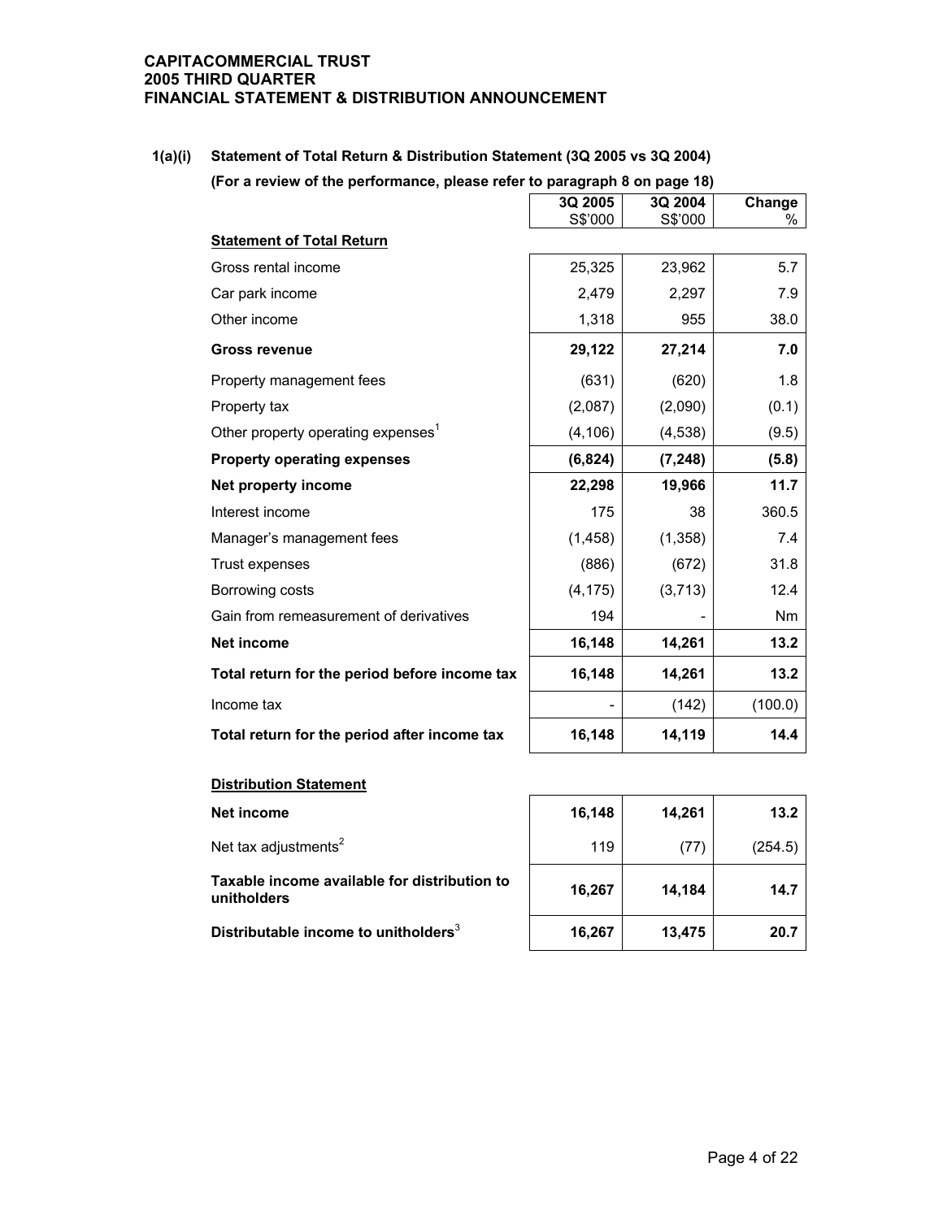**CAPITACOMMERCIAL TRUST**
**2005 THIRD QUARTER**
**FINANCIAL STATEMENT & DISTRIBUTION ANNOUNCEMENT**

## 1(a)(i) Statement of Total Return & Distribution Statement (3Q 2005 vs 3Q 2004)

**(For a review of the performance, please refer to paragraph 8 on page 18)**

| | 3Q 2005 S$'000 | 3Q 2004 S$'000 | Change % |
|---|---|---|---|
| **Statement of Total Return** | | | |
| Gross rental income | 25,325 | 23,962 | 5.7 |
| Car park income | 2,479 | 2,297 | 7.9 |
| Other income | 1,318 | 955 | 38.0 |
| **Gross revenue** | **29,122** | **27,214** | **7.0** |
| Property management fees | (631) | (620) | 1.8 |
| Property tax | (2,087) | (2,090) | (0.1) |
| Other property operating expenses[1] | (4,106) | (4,538) | (9.5) |
| **Property operating expenses** | **(6,824)** | **(7,248)** | **(5.8)** |
| **Net property income** | **22,298** | **19,966** | **11.7** |
| Interest income | 175 | 38 | 360.5 |
| Manager's management fees | (1,458) | (1,358) | 7.4 |
| Trust expenses | (886) | (672) | 31.8 |
| Borrowing costs | (4,175) | (3,713) | 12.4 |
| Gain from remeasurement of derivatives | 194 | - | Nm |
| **Net income** | **16,148** | **14,261** | **13.2** |
| **Total return for the period before income tax** | **16,148** | **14,261** | **13.2** |
| Income tax | - | (142) | (100.0) |
| **Total return for the period after income tax** | **16,148** | **14,119** | **14.4** |

**Distribution Statement**

| | 3Q 2005 S$'000 | 3Q 2004 S$'000 | Change % |
|---|---|---|---|
| **Net income** | **16,148** | **14,261** | **13.2** |
| Net tax adjustments[2] | 119 | (77) | (254.5) |
| **Taxable income available for distribution to unitholders** | **16,267** | **14,184** | **14.7** |
| **Distributable income to unitholders**[3] | **16,267** | **13,475** | **20.7** |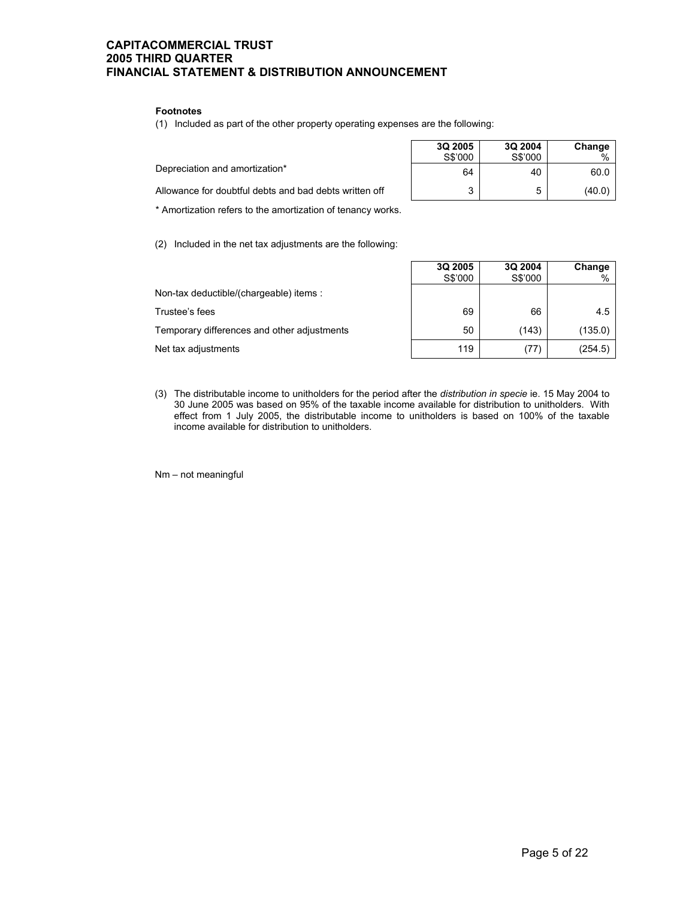**Footnotes**

(1) Included as part of the other property operating expenses are the following:

| | 3Q 2005 S$'000 | 3Q 2004 S$'000 | Change % |
|---|---|---|---|
| Depreciation and amortization* | 64 | 40 | 60.0 |
| Allowance for doubtful debts and bad debts written off | 3 | 5 | (40.0) |

\* Amortization refers to the amortization of tenancy works.

(2) Included in the net tax adjustments are the following:

| | 3Q 2005 S$'000 | 3Q 2004 S$'000 | Change % |
|---|---|---|---|
| Non-tax deductible/(chargeable) items : | | | |
| Trustee's fees | 69 | 66 | 4.5 |
| Temporary differences and other adjustments | 50 | (143) | (135.0) |
| Net tax adjustments | 119 | (77) | (254.5) |

(3) The distributable income to unitholders for the period after the *distribution in specie* ie. 15 May 2004 to 30 June 2005 was based on 95% of the taxable income available for distribution to unitholders. With effect from 1 July 2005, the distributable income to unitholders is based on 100% of the taxable income available for distribution to unitholders.

Nm – not meaningful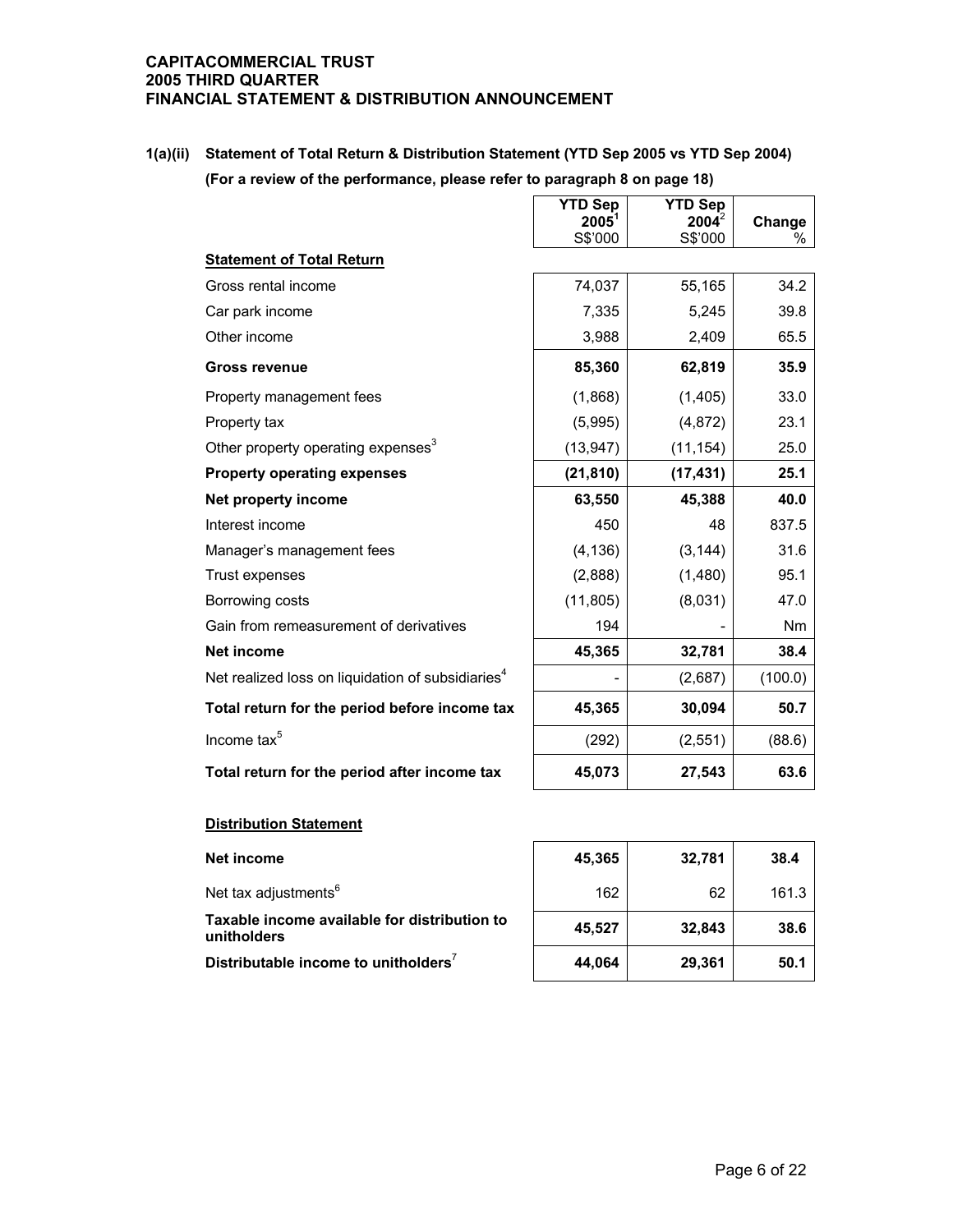**CAPITACOMMERCIAL TRUST**
**2005 THIRD QUARTER**
**FINANCIAL STATEMENT & DISTRIBUTION ANNOUNCEMENT**

**1(a)(ii) Statement of Total Return & Distribution Statement (YTD Sep 2005 vs YTD Sep 2004)**

**(For a review of the performance, please refer to paragraph 8 on page 18)**

| | YTD Sep 2005[1] S$'000 | YTD Sep 2004[2] S$'000 | Change % |
|---|---|---|---|
| **Statement of Total Return** | | | |
| Gross rental income | 74,037 | 55,165 | 34.2 |
| Car park income | 7,335 | 5,245 | 39.8 |
| Other income | 3,988 | 2,409 | 65.5 |
| **Gross revenue** | **85,360** | **62,819** | **35.9** |
| Property management fees | (1,868) | (1,405) | 33.0 |
| Property tax | (5,995) | (4,872) | 23.1 |
| Other property operating expenses[3] | (13,947) | (11,154) | 25.0 |
| **Property operating expenses** | **(21,810)** | **(17,431)** | **25.1** |
| **Net property income** | **63,550** | **45,388** | **40.0** |
| Interest income | 450 | 48 | 837.5 |
| Manager's management fees | (4,136) | (3,144) | 31.6 |
| Trust expenses | (2,888) | (1,480) | 95.1 |
| Borrowing costs | (11,805) | (8,031) | 47.0 |
| Gain from remeasurement of derivatives | 194 | - | Nm |
| **Net income** | **45,365** | **32,781** | **38.4** |
| Net realized loss on liquidation of subsidiaries[4] | - | (2,687) | (100.0) |
| **Total return for the period before income tax** | **45,365** | **30,094** | **50.7** |
| Income tax[5] | (292) | (2,551) | (88.6) |
| **Total return for the period after income tax** | **45,073** | **27,543** | **63.6** |

**Distribution Statement**

| | YTD Sep 2005[1] S$'000 | YTD Sep 2004[2] S$'000 | Change % |
|---|---|---|---|
| **Net income** | **45,365** | **32,781** | **38.4** |
| Net tax adjustments[6] | 162 | 62 | 161.3 |
| **Taxable income available for distribution to unitholders** | **45,527** | **32,843** | **38.6** |
| **Distributable income to unitholders[7]** | **44,064** | **29,361** | **50.1** |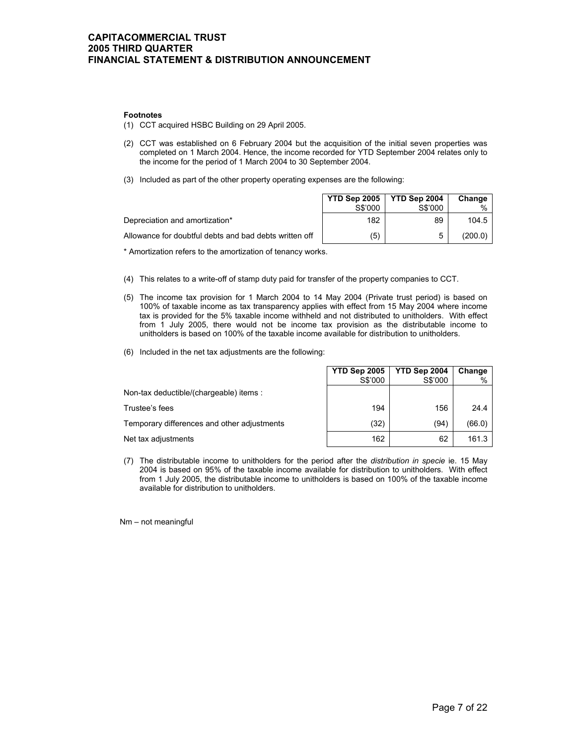**Footnotes**

(1) CCT acquired HSBC Building on 29 April 2005.

(2) CCT was established on 6 February 2004 but the acquisition of the initial seven properties was completed on 1 March 2004. Hence, the income recorded for YTD September 2004 relates only to the income for the period of 1 March 2004 to 30 September 2004.

(3) Included as part of the other property operating expenses are the following:

| | YTD Sep 2005 S$'000 | YTD Sep 2004 S$'000 | Change % |
|---|---|---|---|
| Depreciation and amortization* | 182 | 89 | 104.5 |
| Allowance for doubtful debts and bad debts written off | (5) | 5 | (200.0) |

\* Amortization refers to the amortization of tenancy works.

(4) This relates to a write-off of stamp duty paid for transfer of the property companies to CCT.

(5) The income tax provision for 1 March 2004 to 14 May 2004 (Private trust period) is based on 100% of taxable income as tax transparency applies with effect from 15 May 2004 where income tax is provided for the 5% taxable income withheld and not distributed to unitholders. With effect from 1 July 2005, there would not be income tax provision as the distributable income to unitholders is based on 100% of the taxable income available for distribution to unitholders.

(6) Included in the net tax adjustments are the following:

| | YTD Sep 2005 S$'000 | YTD Sep 2004 S$'000 | Change % |
|---|---|---|---|
| Non-tax deductible/(chargeable) items : | | | |
| Trustee's fees | 194 | 156 | 24.4 |
| Temporary differences and other adjustments | (32) | (94) | (66.0) |
| Net tax adjustments | 162 | 62 | 161.3 |

(7) The distributable income to unitholders for the period after the *distribution in specie* ie. 15 May 2004 is based on 95% of the taxable income available for distribution to unitholders. With effect from 1 July 2005, the distributable income to unitholders is based on 100% of the taxable income available for distribution to unitholders.

Nm – not meaningful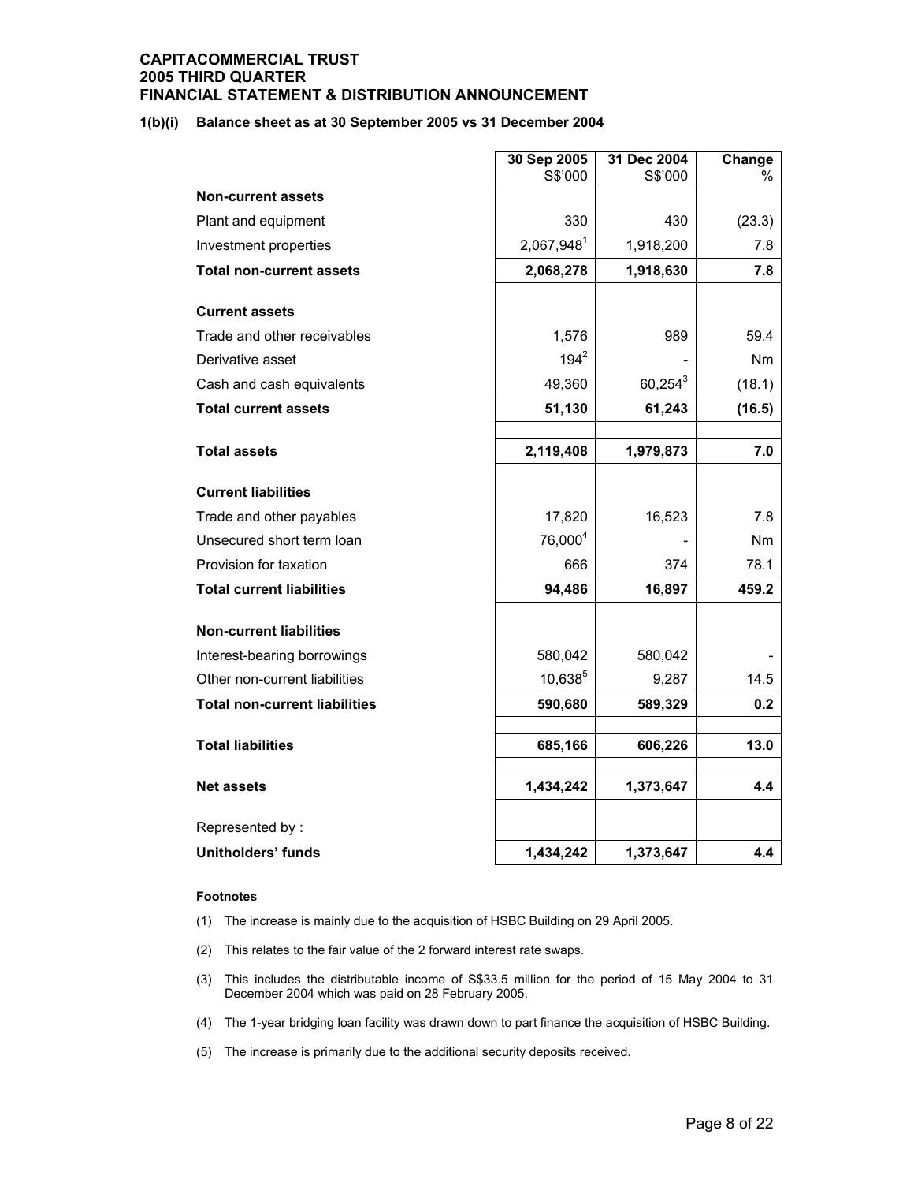**CAPITACOMMERCIAL TRUST**
**2005 THIRD QUARTER**
**FINANCIAL STATEMENT & DISTRIBUTION ANNOUNCEMENT**

**1(b)(i) Balance sheet as at 30 September 2005 vs 31 December 2004**

| | 30 Sep 2005 S$'000 | 31 Dec 2004 S$'000 | Change % |
|---|---|---|---|
| **Non-current assets** | | | |
| Plant and equipment | 330 | 430 | (23.3) |
| Investment properties | 2,067,948[1] | 1,918,200 | 7.8 |
| **Total non-current assets** | **2,068,278** | **1,918,630** | **7.8** |
| **Current assets** | | | |
| Trade and other receivables | 1,576 | 989 | 59.4 |
| Derivative asset | 194[2] | - | Nm |
| Cash and cash equivalents | 49,360 | 60,254[3] | (18.1) |
| **Total current assets** | **51,130** | **61,243** | **(16.5)** |
| **Total assets** | **2,119,408** | **1,979,873** | **7.0** |
| **Current liabilities** | | | |
| Trade and other payables | 17,820 | 16,523 | 7.8 |
| Unsecured short term loan | 76,000[4] | - | Nm |
| Provision for taxation | 666 | 374 | 78.1 |
| **Total current liabilities** | **94,486** | **16,897** | **459.2** |
| **Non-current liabilities** | | | |
| Interest-bearing borrowings | 580,042 | 580,042 | - |
| Other non-current liabilities | 10,638[5] | 9,287 | 14.5 |
| **Total non-current liabilities** | **590,680** | **589,329** | **0.2** |
| **Total liabilities** | **685,166** | **606,226** | **13.0** |
| **Net assets** | **1,434,242** | **1,373,647** | **4.4** |
| Represented by : | | | |
| **Unitholders' funds** | **1,434,242** | **1,373,647** | **4.4** |

**Footnotes**

(1) The increase is mainly due to the acquisition of HSBC Building on 29 April 2005.

(2) This relates to the fair value of the 2 forward interest rate swaps.

(3) This includes the distributable income of S$33.5 million for the period of 15 May 2004 to 31 December 2004 which was paid on 28 February 2005.

(4) The 1-year bridging loan facility was drawn down to part finance the acquisition of HSBC Building.

(5) The increase is primarily due to the additional security deposits received.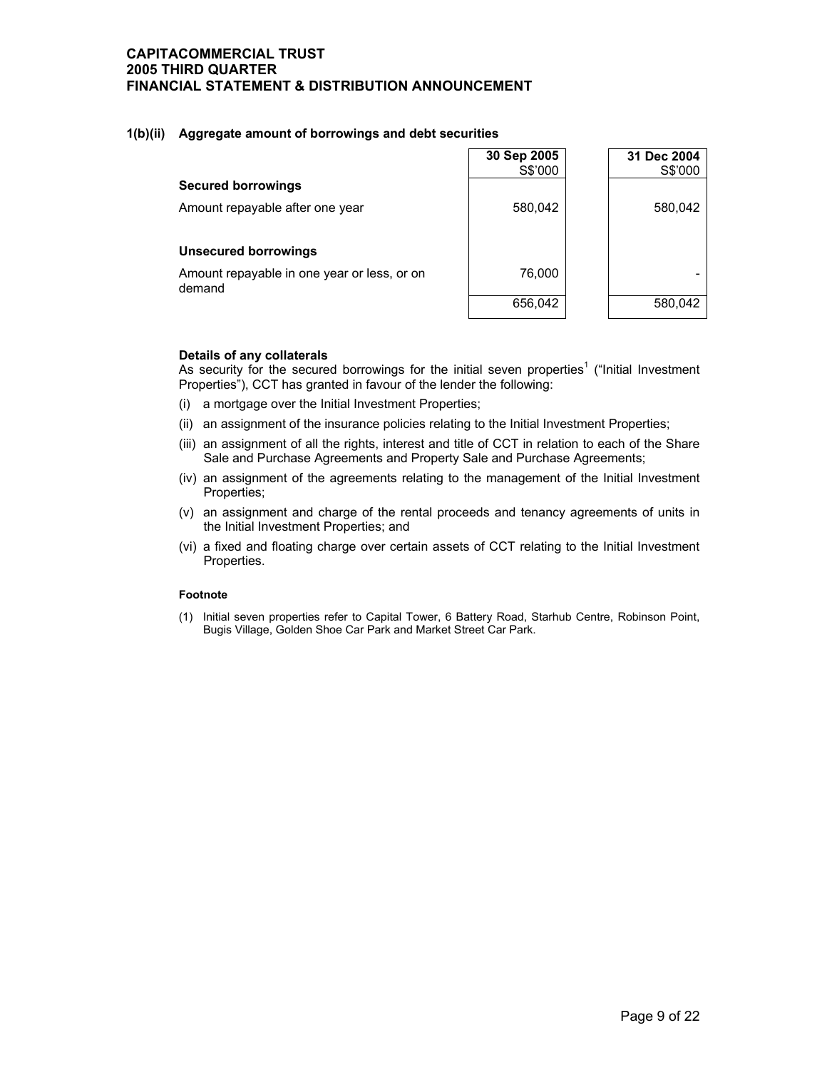### 1(b)(ii) Aggregate amount of borrowings and debt securities

| | 30 Sep 2005 S$'000 | 31 Dec 2004 S$'000 |
|---|---|---|
| **Secured borrowings** | | |
| Amount repayable after one year | 580,042 | 580,042 |
| **Unsecured borrowings** | | |
| Amount repayable in one year or less, or on demand | 76,000 | - |
| | 656,042 | 580,042 |

**Details of any collaterals**

As security for the secured borrowings for the initial seven properties[1] ("Initial Investment Properties"), CCT has granted in favour of the lender the following:

(i) a mortgage over the Initial Investment Properties;

(ii) an assignment of the insurance policies relating to the Initial Investment Properties;

(iii) an assignment of all the rights, interest and title of CCT in relation to each of the Share Sale and Purchase Agreements and Property Sale and Purchase Agreements;

(iv) an assignment of the agreements relating to the management of the Initial Investment Properties;

(v) an assignment and charge of the rental proceeds and tenancy agreements of units in the Initial Investment Properties; and

(vi) a fixed and floating charge over certain assets of CCT relating to the Initial Investment Properties.

**Footnote**

(1) Initial seven properties refer to Capital Tower, 6 Battery Road, Starhub Centre, Robinson Point, Bugis Village, Golden Shoe Car Park and Market Street Car Park.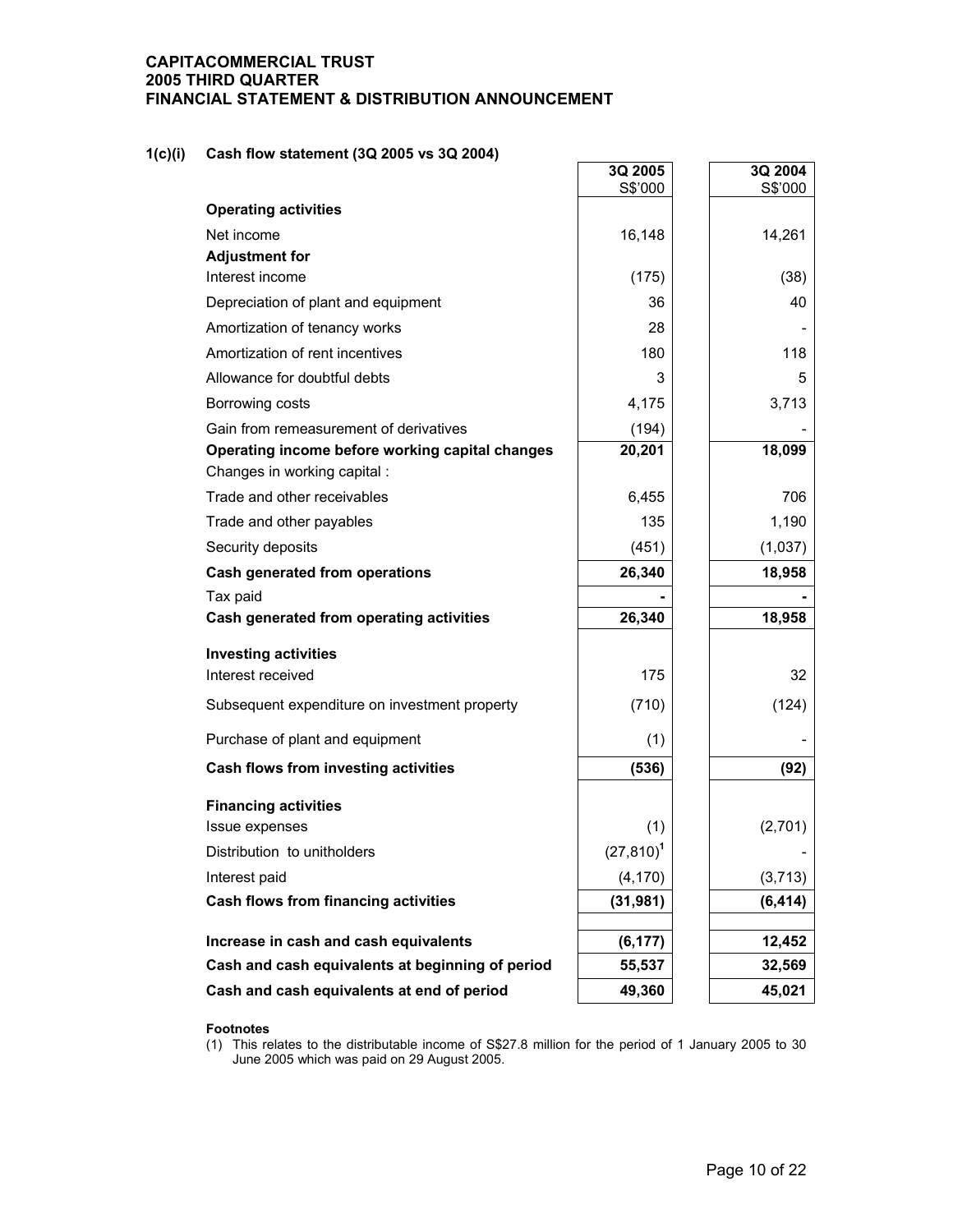**CAPITACOMMERCIAL TRUST**
**2005 THIRD QUARTER**
**FINANCIAL STATEMENT & DISTRIBUTION ANNOUNCEMENT**

### 1(c)(i) Cash flow statement (3Q 2005 vs 3Q 2004)

| | 3Q 2005 S$'000 | 3Q 2004 S$'000 |
|---|---|---|
| **Operating activities** | | |
| Net income | 16,148 | 14,261 |
| **Adjustment for** | | |
| Interest income | (175) | (38) |
| Depreciation of plant and equipment | 36 | 40 |
| Amortization of tenancy works | 28 | - |
| Amortization of rent incentives | 180 | 118 |
| Allowance for doubtful debts | 3 | 5 |
| Borrowing costs | 4,175 | 3,713 |
| Gain from remeasurement of derivatives | (194) | - |
| **Operating income before working capital changes** | **20,201** | **18,099** |
| Changes in working capital : | | |
| Trade and other receivables | 6,455 | 706 |
| Trade and other payables | 135 | 1,190 |
| Security deposits | (451) | (1,037) |
| **Cash generated from operations** | **26,340** | **18,958** |
| Tax paid | - | - |
| **Cash generated from operating activities** | **26,340** | **18,958** |
| **Investing activities** | | |
| Interest received | 175 | 32 |
| Subsequent expenditure on investment property | (710) | (124) |
| Purchase of plant and equipment | (1) | - |
| **Cash flows from investing activities** | **(536)** | **(92)** |
| **Financing activities** | | |
| Issue expenses | (1) | (2,701) |
| Distribution to unitholders | (27,810)[1] | - |
| Interest paid | (4,170) | (3,713) |
| **Cash flows from financing activities** | **(31,981)** | **(6,414)** |
| **Increase in cash and cash equivalents** | **(6,177)** | **12,452** |
| **Cash and cash equivalents at beginning of period** | **55,537** | **32,569** |
| **Cash and cash equivalents at end of period** | **49,360** | **45,021** |

**Footnotes**

(1) This relates to the distributable income of S$27.8 million for the period of 1 January 2005 to 30 June 2005 which was paid on 29 August 2005.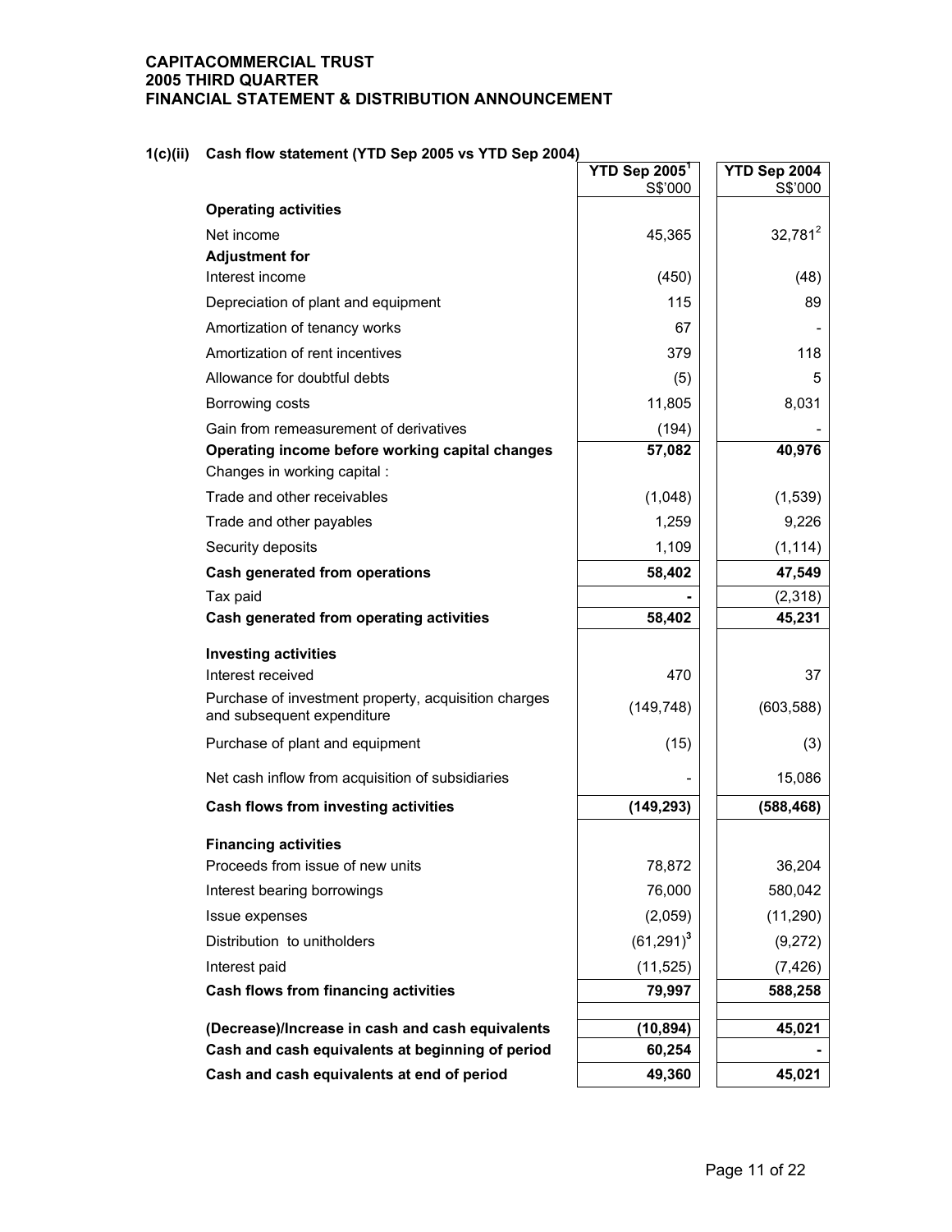**CAPITACOMMERCIAL TRUST**
**2005 THIRD QUARTER**
**FINANCIAL STATEMENT & DISTRIBUTION ANNOUNCEMENT**

## 1(c)(ii) Cash flow statement (YTD Sep 2005 vs YTD Sep 2004)

| | YTD Sep 2005[1] S$'000 | YTD Sep 2004 S$'000 |
|---|---|---|
| **Operating activities** | | |
| Net income | 45,365 | 32,781[2] |
| **Adjustment for** | | |
| Interest income | (450) | (48) |
| Depreciation of plant and equipment | 115 | 89 |
| Amortization of tenancy works | 67 | - |
| Amortization of rent incentives | 379 | 118 |
| Allowance for doubtful debts | (5) | 5 |
| Borrowing costs | 11,805 | 8,031 |
| Gain from remeasurement of derivatives | (194) | - |
| **Operating income before working capital changes** | **57,082** | **40,976** |
| Changes in working capital : | | |
| Trade and other receivables | (1,048) | (1,539) |
| Trade and other payables | 1,259 | 9,226 |
| Security deposits | 1,109 | (1,114) |
| **Cash generated from operations** | **58,402** | **47,549** |
| Tax paid | **-** | (2,318) |
| **Cash generated from operating activities** | **58,402** | **45,231** |
| **Investing activities** | | |
| Interest received | 470 | 37 |
| Purchase of investment property, acquisition charges and subsequent expenditure | (149,748) | (603,588) |
| Purchase of plant and equipment | (15) | (3) |
| Net cash inflow from acquisition of subsidiaries | - | 15,086 |
| **Cash flows from investing activities** | **(149,293)** | **(588,468)** |
| **Financing activities** | | |
| Proceeds from issue of new units | 78,872 | 36,204 |
| Interest bearing borrowings | 76,000 | 580,042 |
| Issue expenses | (2,059) | (11,290) |
| Distribution to unitholders | (61,291)[3] | (9,272) |
| Interest paid | (11,525) | (7,426) |
| **Cash flows from financing activities** | **79,997** | **588,258** |
| **(Decrease)/Increase in cash and cash equivalents** | **(10,894)** | **45,021** |
| **Cash and cash equivalents at beginning of period** | **60,254** | **-** |
| **Cash and cash equivalents at end of period** | **49,360** | **45,021** |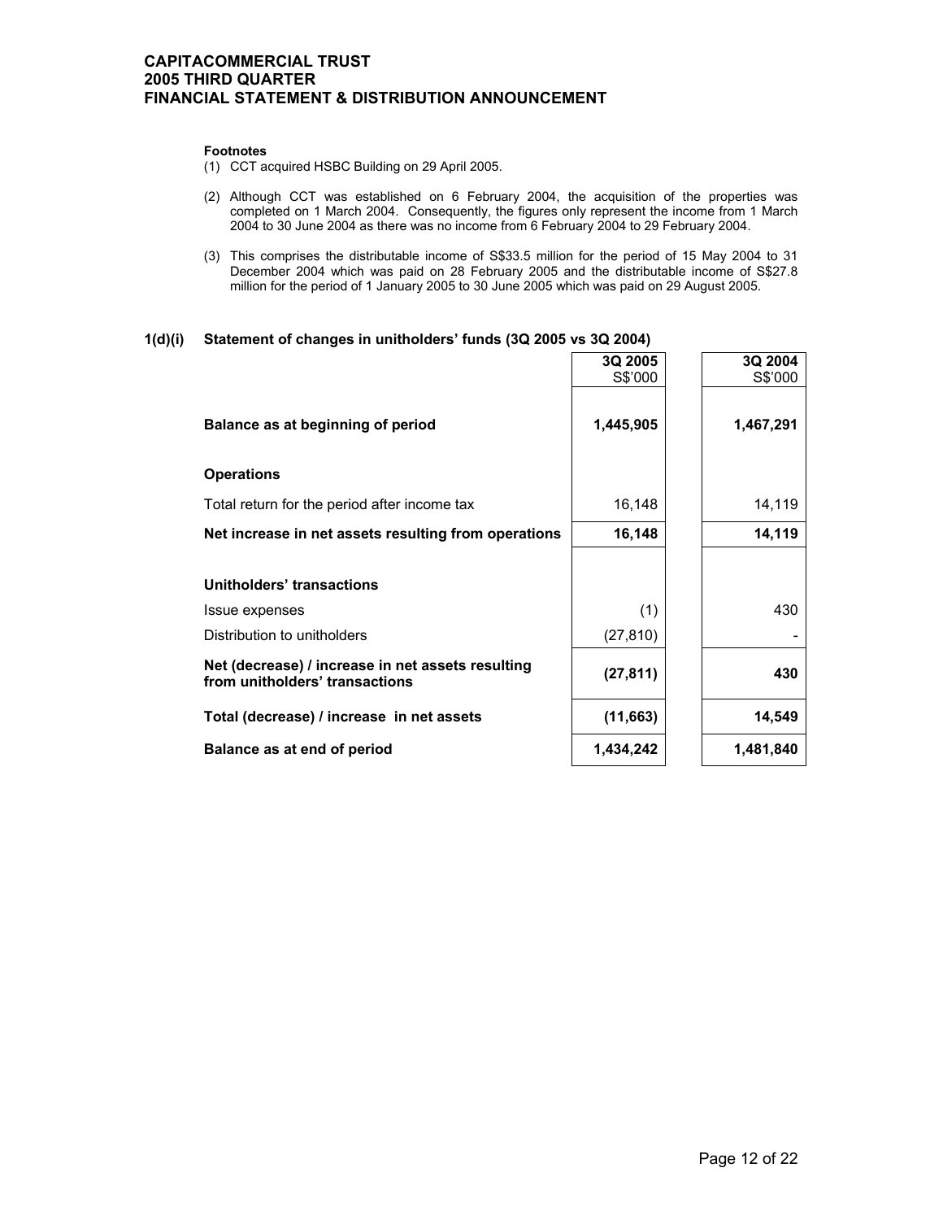**Footnotes**

(1) CCT acquired HSBC Building on 29 April 2005.

(2) Although CCT was established on 6 February 2004, the acquisition of the properties was completed on 1 March 2004. Consequently, the figures only represent the income from 1 March 2004 to 30 June 2004 as there was no income from 6 February 2004 to 29 February 2004.

(3) This comprises the distributable income of S$33.5 million for the period of 15 May 2004 to 31 December 2004 which was paid on 28 February 2005 and the distributable income of S$27.8 million for the period of 1 January 2005 to 30 June 2005 which was paid on 29 August 2005.

## 1(d)(i) Statement of changes in unitholders' funds (3Q 2005 vs 3Q 2004)

| | 3Q 2005<br>S$'000 | 3Q 2004<br>S$'000 |
|---|---|---|
| **Balance as at beginning of period** | **1,445,905** | **1,467,291** |
| **Operations** | | |
| Total return for the period after income tax | 16,148 | 14,119 |
| **Net increase in net assets resulting from operations** | **16,148** | **14,119** |
| **Unitholders' transactions** | | |
| Issue expenses | (1) | 430 |
| Distribution to unitholders | (27,810) | - |
| **Net (decrease) / increase in net assets resulting from unitholders' transactions** | **(27,811)** | **430** |
| **Total (decrease) / increase in net assets** | **(11,663)** | **14,549** |
| **Balance as at end of period** | **1,434,242** | **1,481,840** |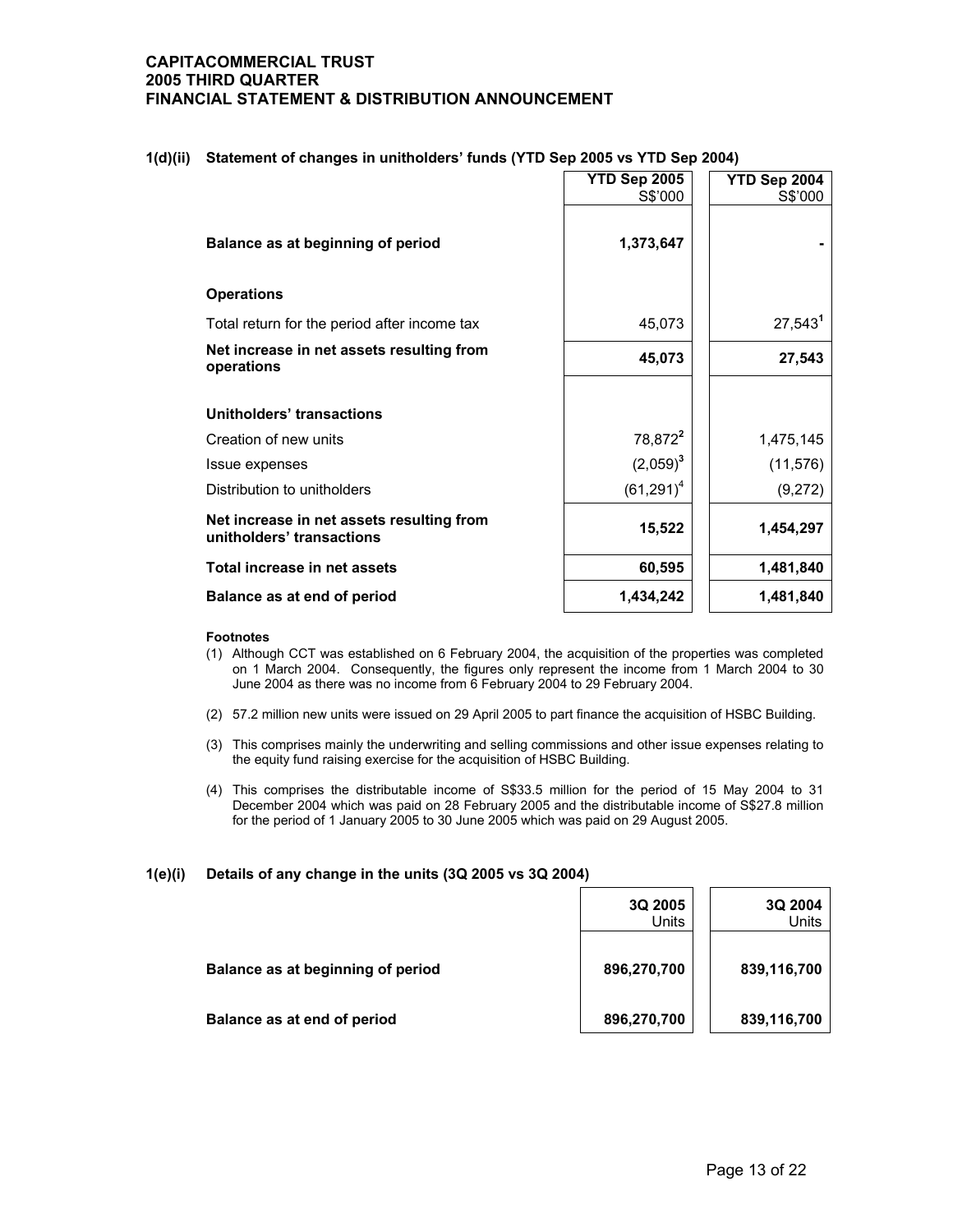**CAPITACOMMERCIAL TRUST**
**2005 THIRD QUARTER**
**FINANCIAL STATEMENT & DISTRIBUTION ANNOUNCEMENT**

### 1(d)(ii) Statement of changes in unitholders' funds (YTD Sep 2005 vs YTD Sep 2004)

| | YTD Sep 2005 S$'000 | YTD Sep 2004 S$'000 |
|---|---|---|
| **Balance as at beginning of period** | **1,373,647** | **-** |
| **Operations** | | |
| Total return for the period after income tax | 45,073 | 27,543[1] |
| **Net increase in net assets resulting from operations** | **45,073** | **27,543** |
| **Unitholders' transactions** | | |
| Creation of new units | 78,872[2] | 1,475,145 |
| Issue expenses | (2,059)[3] | (11,576) |
| Distribution to unitholders | (61,291)[4] | (9,272) |
| **Net increase in net assets resulting from unitholders' transactions** | **15,522** | **1,454,297** |
| **Total increase in net assets** | **60,595** | **1,481,840** |
| **Balance as at end of period** | **1,434,242** | **1,481,840** |

**Footnotes**

(1) Although CCT was established on 6 February 2004, the acquisition of the properties was completed on 1 March 2004. Consequently, the figures only represent the income from 1 March 2004 to 30 June 2004 as there was no income from 6 February 2004 to 29 February 2004.

(2) 57.2 million new units were issued on 29 April 2005 to part finance the acquisition of HSBC Building.

(3) This comprises mainly the underwriting and selling commissions and other issue expenses relating to the equity fund raising exercise for the acquisition of HSBC Building.

(4) This comprises the distributable income of S$33.5 million for the period of 15 May 2004 to 31 December 2004 which was paid on 28 February 2005 and the distributable income of S$27.8 million for the period of 1 January 2005 to 30 June 2005 which was paid on 29 August 2005.

### 1(e)(i) Details of any change in the units (3Q 2005 vs 3Q 2004)

| | 3Q 2005 Units | 3Q 2004 Units |
|---|---|---|
| **Balance as at beginning of period** | **896,270,700** | **839,116,700** |
| **Balance as at end of period** | **896,270,700** | **839,116,700** |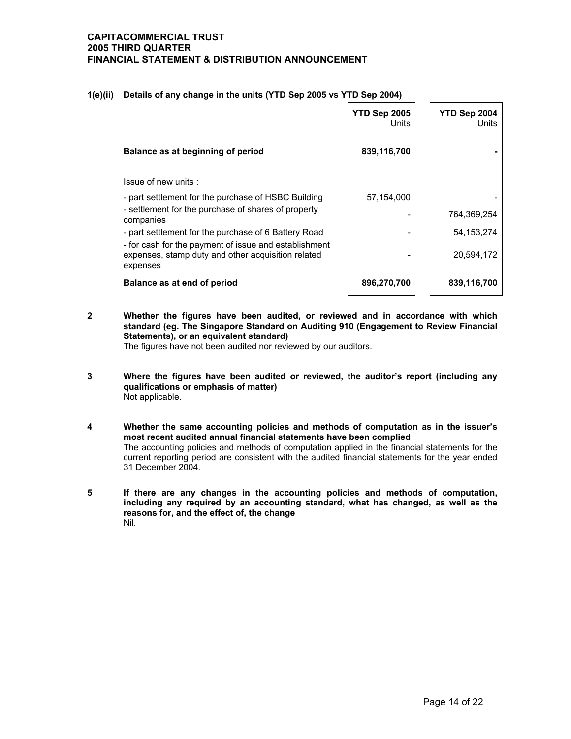**CAPITACOMMERCIAL TRUST**
**2005 THIRD QUARTER**
**FINANCIAL STATEMENT & DISTRIBUTION ANNOUNCEMENT**

### 1(e)(ii) Details of any change in the units (YTD Sep 2005 vs YTD Sep 2004)

| | YTD Sep 2005 Units | YTD Sep 2004 Units |
|---|---|---|
| **Balance as at beginning of period** | **839,116,700** | **-** |
| Issue of new units : | | |
| - part settlement for the purchase of HSBC Building | 57,154,000 | - |
| - settlement for the purchase of shares of property companies | - | 764,369,254 |
| - part settlement for the purchase of 6 Battery Road | - | 54,153,274 |
| - for cash for the payment of issue and establishment expenses, stamp duty and other acquisition related expenses | - | 20,594,172 |
| **Balance as at end of period** | **896,270,700** | **839,116,700** |

**2 Whether the figures have been audited, or reviewed and in accordance with which standard (eg. The Singapore Standard on Auditing 910 (Engagement to Review Financial Statements), or an equivalent standard)**

The figures have not been audited nor reviewed by our auditors.

**3 Where the figures have been audited or reviewed, the auditor's report (including any qualifications or emphasis of matter)**

Not applicable.

**4 Whether the same accounting policies and methods of computation as in the issuer's most recent audited annual financial statements have been complied**

The accounting policies and methods of computation applied in the financial statements for the current reporting period are consistent with the audited financial statements for the year ended 31 December 2004.

**5 If there are any changes in the accounting policies and methods of computation, including any required by an accounting standard, what has changed, as well as the reasons for, and the effect of, the change**

Nil.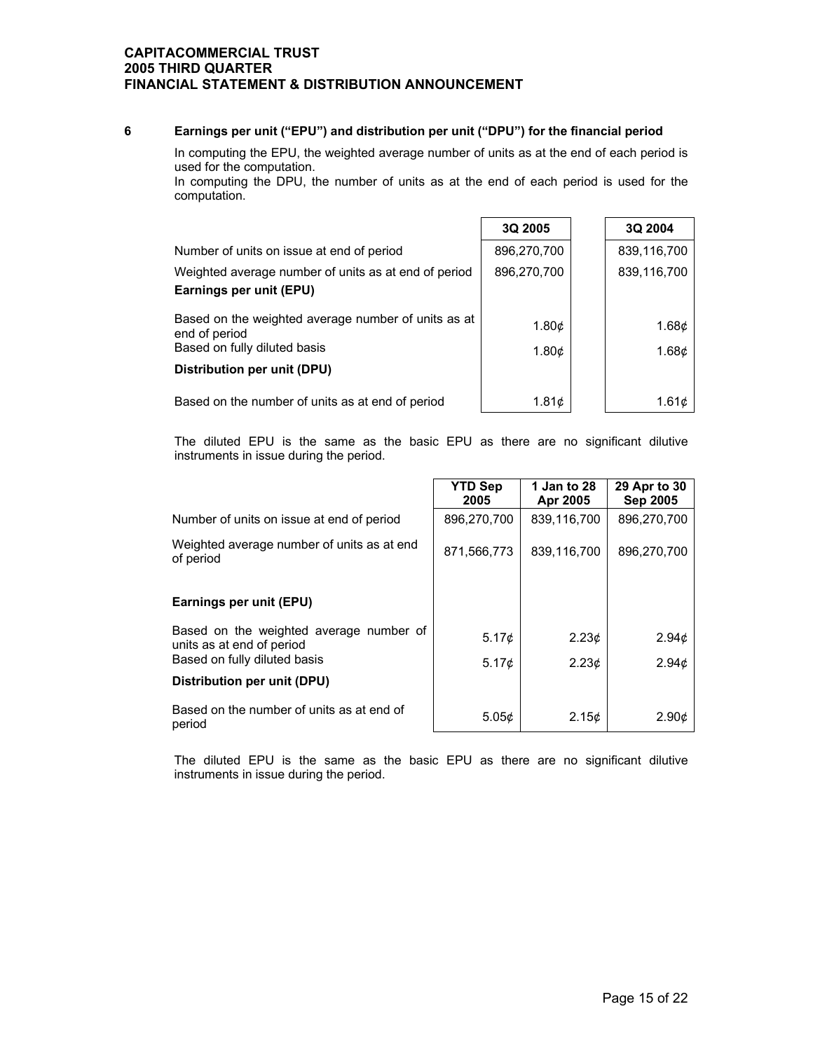## 6 Earnings per unit ("EPU") and distribution per unit ("DPU") for the financial period

In computing the EPU, the weighted average number of units as at the end of each period is used for the computation.
In computing the DPU, the number of units as at the end of each period is used for the computation.

| | 3Q 2005 | 3Q 2004 |
|---|---|---|
| Number of units on issue at end of period | 896,270,700 | 839,116,700 |
| Weighted average number of units as at end of period | 896,270,700 | 839,116,700 |
| **Earnings per unit (EPU)** | | |
| Based on the weighted average number of units as at end of period | 1.80¢ | 1.68¢ |
| Based on fully diluted basis | 1.80¢ | 1.68¢ |
| **Distribution per unit (DPU)** | | |
| Based on the number of units as at end of period | 1.81¢ | 1.61¢ |

The diluted EPU is the same as the basic EPU as there are no significant dilutive instruments in issue during the period.

| | YTD Sep 2005 | 1 Jan to 28 Apr 2005 | 29 Apr to 30 Sep 2005 |
|---|---|---|---|
| Number of units on issue at end of period | 896,270,700 | 839,116,700 | 896,270,700 |
| Weighted average number of units as at end of period | 871,566,773 | 839,116,700 | 896,270,700 |
| **Earnings per unit (EPU)** | | | |
| Based on the weighted average number of units as at end of period | 5.17¢ | 2.23¢ | 2.94¢ |
| Based on fully diluted basis | 5.17¢ | 2.23¢ | 2.94¢ |
| **Distribution per unit (DPU)** | | | |
| Based on the number of units as at end of period | 5.05¢ | 2.15¢ | 2.90¢ |

The diluted EPU is the same as the basic EPU as there are no significant dilutive instruments in issue during the period.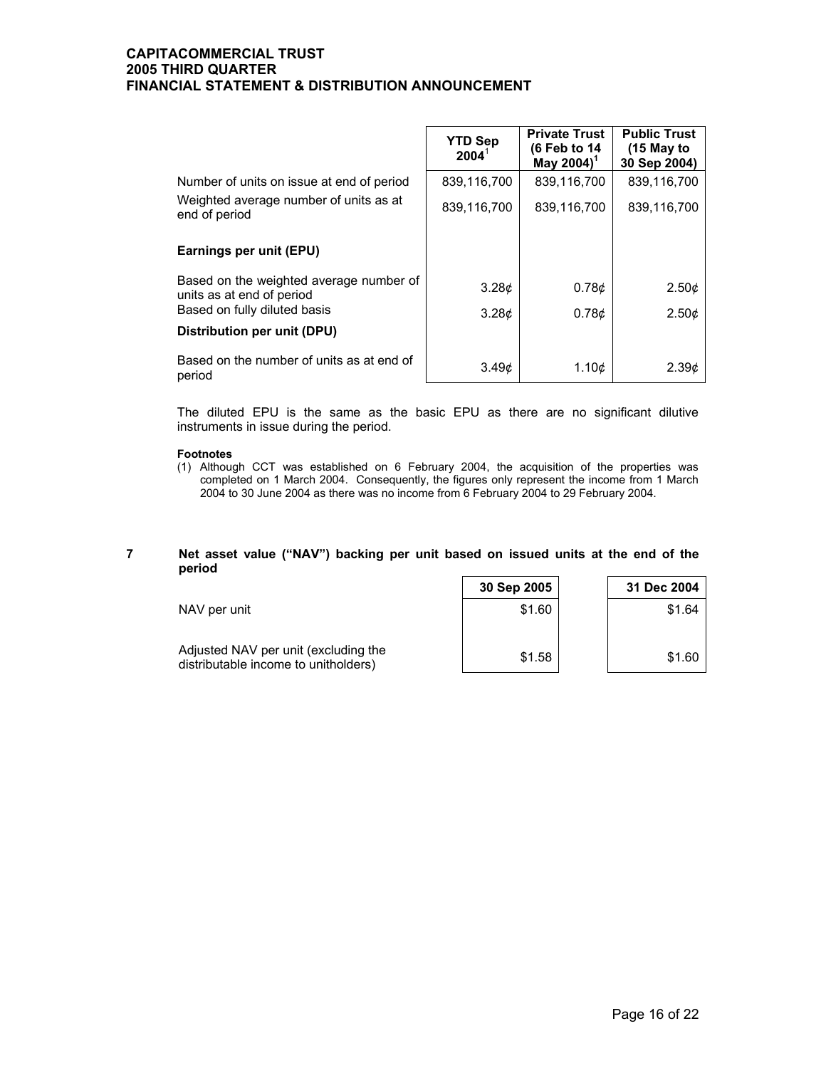| | YTD Sep 2004[1] | Private Trust (6 Feb to 14 May 2004)[1] | Public Trust (15 May to 30 Sep 2004) |
|---|---|---|---|
| Number of units on issue at end of period | 839,116,700 | 839,116,700 | 839,116,700 |
| Weighted average number of units as at end of period | 839,116,700 | 839,116,700 | 839,116,700 |
| **Earnings per unit (EPU)** | | | |
| Based on the weighted average number of units as at end of period | 3.28¢ | 0.78¢ | 2.50¢ |
| Based on fully diluted basis | 3.28¢ | 0.78¢ | 2.50¢ |
| **Distribution per unit (DPU)** | | | |
| Based on the number of units as at end of period | 3.49¢ | 1.10¢ | 2.39¢ |

The diluted EPU is the same as the basic EPU as there are no significant dilutive instruments in issue during the period.

**Footnotes**

(1) Although CCT was established on 6 February 2004, the acquisition of the properties was completed on 1 March 2004. Consequently, the figures only represent the income from 1 March 2004 to 30 June 2004 as there was no income from 6 February 2004 to 29 February 2004.

## 7 Net asset value ("NAV") backing per unit based on issued units at the end of the period

| | 30 Sep 2005 | 31 Dec 2004 |
|---|---|---|
| NAV per unit | \$1.60 | \$1.64 |
| Adjusted NAV per unit (excluding the distributable income to unitholders) | \$1.58 | \$1.60 |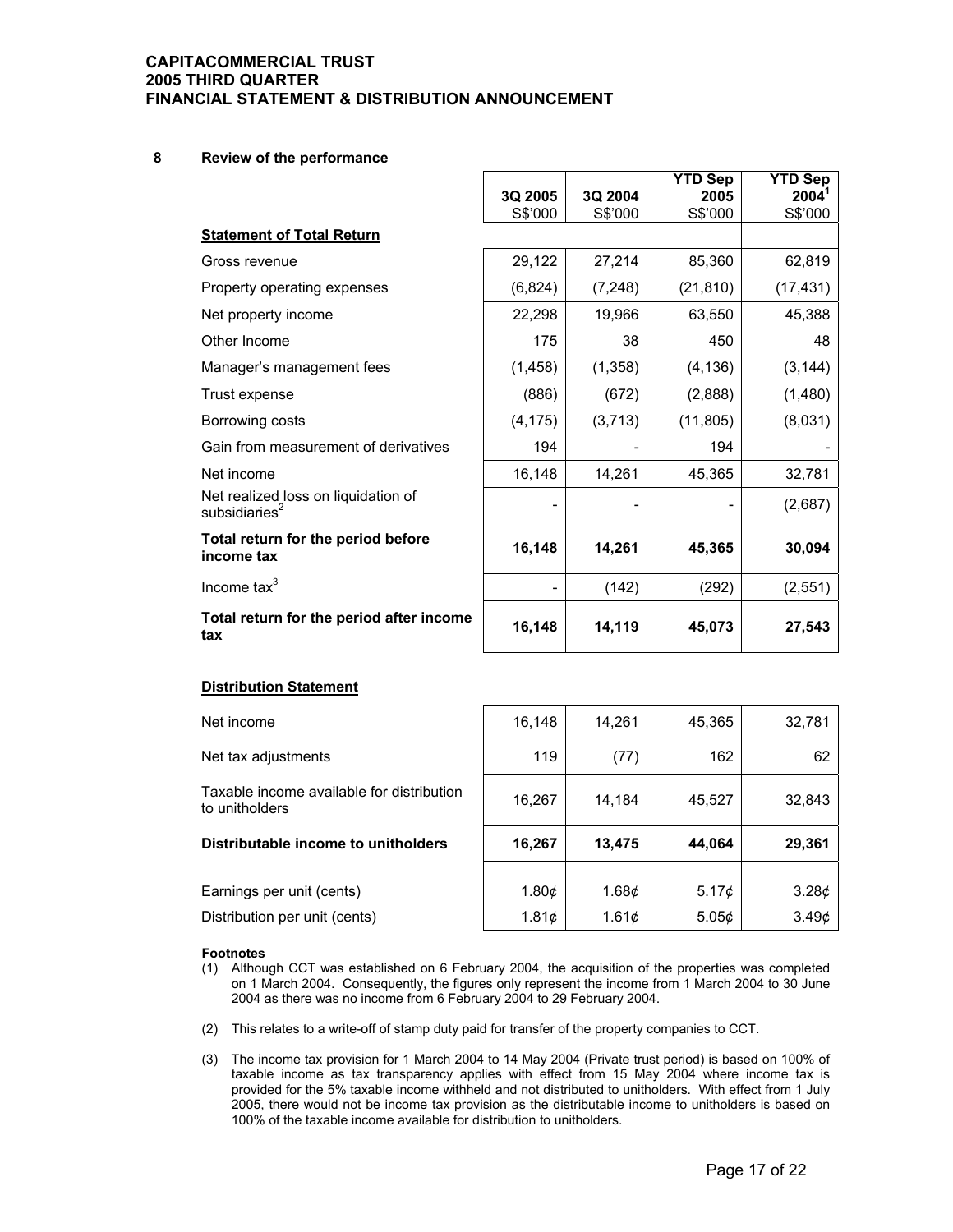## 8 Review of the performance

| | 3Q 2005<br>S$'000 | 3Q 2004<br>S$'000 | YTD Sep 2005<br>S$'000 | YTD Sep 2004[1]<br>S$'000 |
|---|---|---|---|---|
| **Statement of Total Return** | | | | |
| Gross revenue | 29,122 | 27,214 | 85,360 | 62,819 |
| Property operating expenses | (6,824) | (7,248) | (21,810) | (17,431) |
| Net property income | 22,298 | 19,966 | 63,550 | 45,388 |
| Other Income | 175 | 38 | 450 | 48 |
| Manager's management fees | (1,458) | (1,358) | (4,136) | (3,144) |
| Trust expense | (886) | (672) | (2,888) | (1,480) |
| Borrowing costs | (4,175) | (3,713) | (11,805) | (8,031) |
| Gain from measurement of derivatives | 194 | - | 194 | - |
| Net income | 16,148 | 14,261 | 45,365 | 32,781 |
| Net realized loss on liquidation of subsidiaries[2] | - | - | - | (2,687) |
| **Total return for the period before income tax** | **16,148** | **14,261** | **45,365** | **30,094** |
| Income tax[3] | - | (142) | (292) | (2,551) |
| **Total return for the period after income tax** | **16,148** | **14,119** | **45,073** | **27,543** |

**Distribution Statement**

| | 3Q 2005 | 3Q 2004 | YTD Sep 2005 | YTD Sep 2004 |
|---|---|---|---|---|
| Net income | 16,148 | 14,261 | 45,365 | 32,781 |
| Net tax adjustments | 119 | (77) | 162 | 62 |
| Taxable income available for distribution to unitholders | 16,267 | 14,184 | 45,527 | 32,843 |
| **Distributable income to unitholders** | **16,267** | **13,475** | **44,064** | **29,361** |
| Earnings per unit (cents) | 1.80¢ | 1.68¢ | 5.17¢ | 3.28¢ |
| Distribution per unit (cents) | 1.81¢ | 1.61¢ | 5.05¢ | 3.49¢ |

**Footnotes**

(1) Although CCT was established on 6 February 2004, the acquisition of the properties was completed on 1 March 2004. Consequently, the figures only represent the income from 1 March 2004 to 30 June 2004 as there was no income from 6 February 2004 to 29 February 2004.

(2) This relates to a write-off of stamp duty paid for transfer of the property companies to CCT.

(3) The income tax provision for 1 March 2004 to 14 May 2004 (Private trust period) is based on 100% of taxable income as tax transparency applies with effect from 15 May 2004 where income tax is provided for the 5% taxable income withheld and not distributed to unitholders. With effect from 1 July 2005, there would not be income tax provision as the distributable income to unitholders is based on 100% of the taxable income available for distribution to unitholders.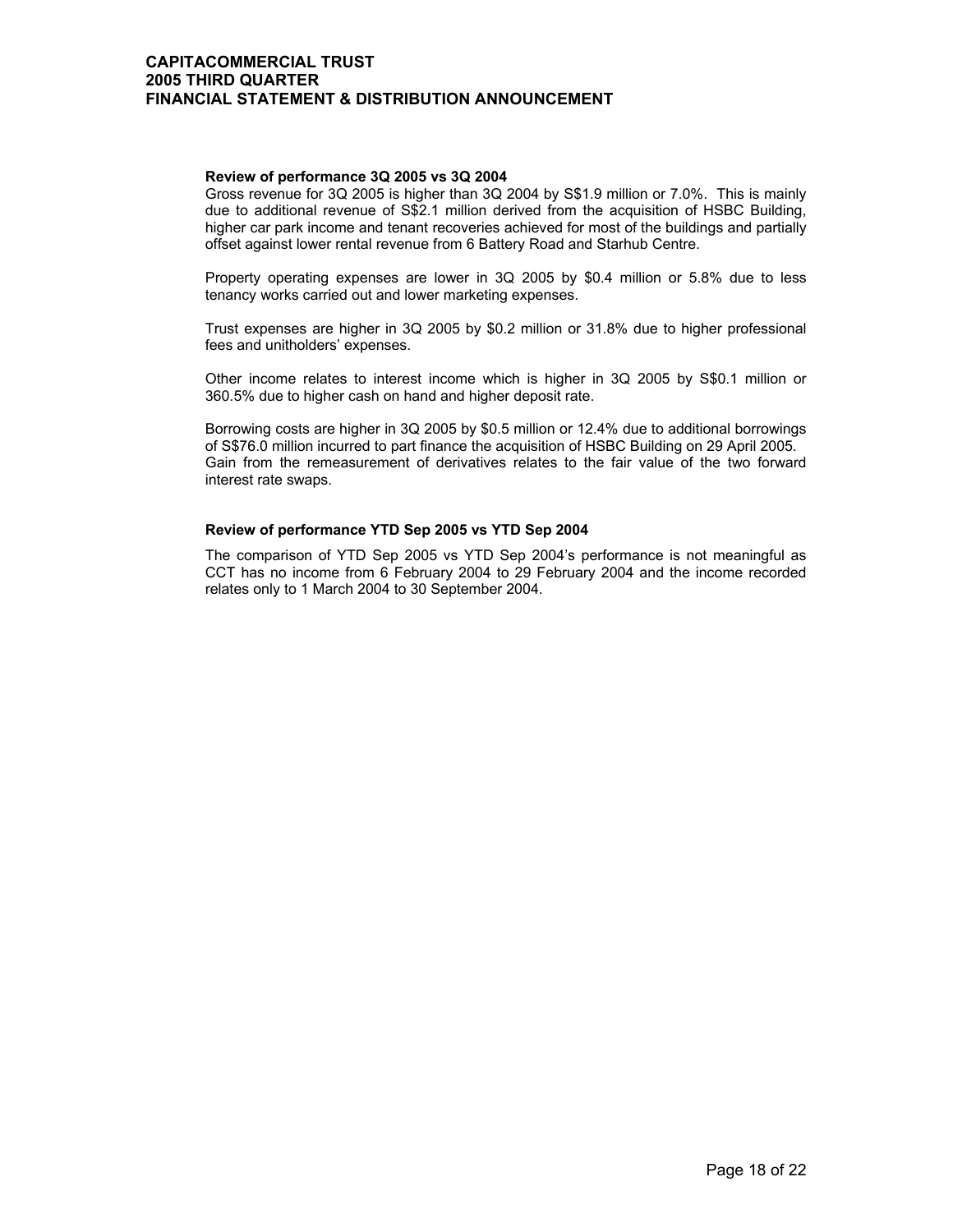**Review of performance 3Q 2005 vs 3Q 2004**

Gross revenue for 3Q 2005 is higher than 3Q 2004 by S$1.9 million or 7.0%. This is mainly due to additional revenue of S$2.1 million derived from the acquisition of HSBC Building, higher car park income and tenant recoveries achieved for most of the buildings and partially offset against lower rental revenue from 6 Battery Road and Starhub Centre.

Property operating expenses are lower in 3Q 2005 by $0.4 million or 5.8% due to less tenancy works carried out and lower marketing expenses.

Trust expenses are higher in 3Q 2005 by $0.2 million or 31.8% due to higher professional fees and unitholders' expenses.

Other income relates to interest income which is higher in 3Q 2005 by S$0.1 million or 360.5% due to higher cash on hand and higher deposit rate.

Borrowing costs are higher in 3Q 2005 by $0.5 million or 12.4% due to additional borrowings of S$76.0 million incurred to part finance the acquisition of HSBC Building on 29 April 2005. Gain from the remeasurement of derivatives relates to the fair value of the two forward interest rate swaps.

**Review of performance YTD Sep 2005 vs YTD Sep 2004**

The comparison of YTD Sep 2005 vs YTD Sep 2004's performance is not meaningful as CCT has no income from 6 February 2004 to 29 February 2004 and the income recorded relates only to 1 March 2004 to 30 September 2004.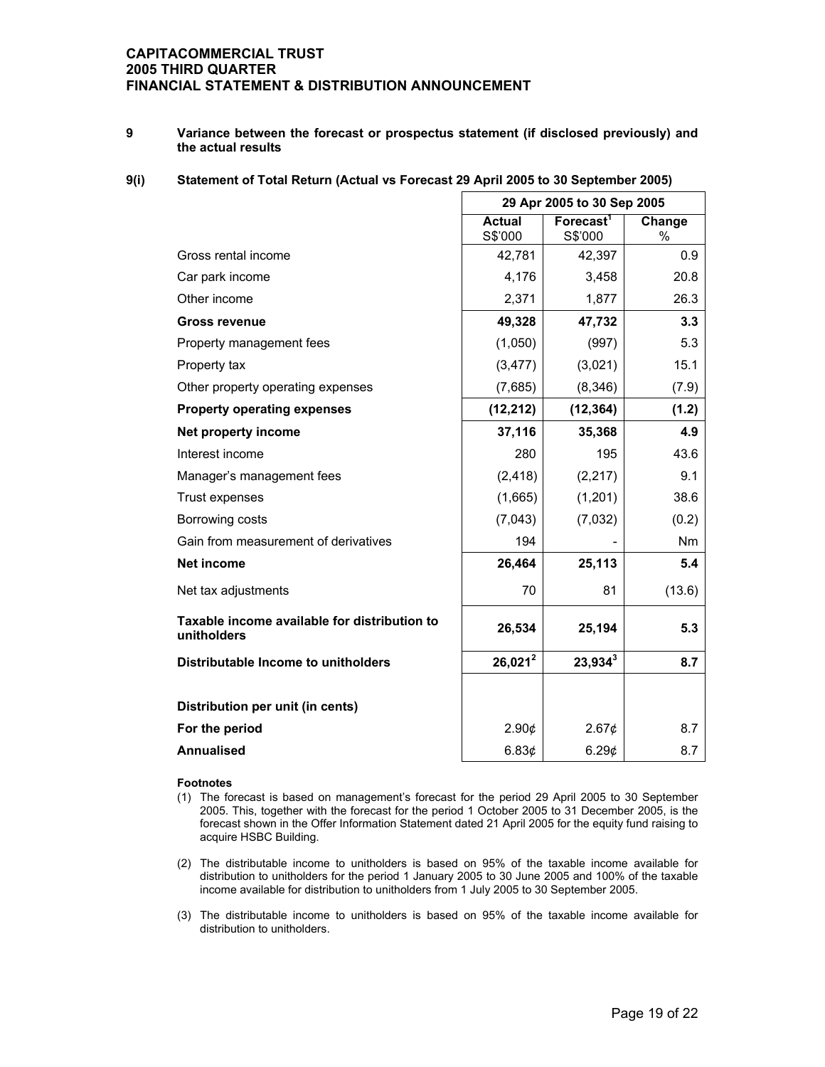**CAPITACOMMERCIAL TRUST**
**2005 THIRD QUARTER**
**FINANCIAL STATEMENT & DISTRIBUTION ANNOUNCEMENT**

## 9 Variance between the forecast or prospectus statement (if disclosed previously) and the actual results

### 9(i) Statement of Total Return (Actual vs Forecast 29 April 2005 to 30 September 2005)

| | 29 Apr 2005 to 30 Sep 2005 | | |
|---|---|---|---|
| | **Actual** S$'000 | **Forecast**[1] S$'000 | **Change** % |
| Gross rental income | 42,781 | 42,397 | 0.9 |
| Car park income | 4,176 | 3,458 | 20.8 |
| Other income | 2,371 | 1,877 | 26.3 |
| **Gross revenue** | **49,328** | **47,732** | **3.3** |
| Property management fees | (1,050) | (997) | 5.3 |
| Property tax | (3,477) | (3,021) | 15.1 |
| Other property operating expenses | (7,685) | (8,346) | (7.9) |
| **Property operating expenses** | **(12,212)** | **(12,364)** | **(1.2)** |
| **Net property income** | **37,116** | **35,368** | **4.9** |
| Interest income | 280 | 195 | 43.6 |
| Manager's management fees | (2,418) | (2,217) | 9.1 |
| Trust expenses | (1,665) | (1,201) | 38.6 |
| Borrowing costs | (7,043) | (7,032) | (0.2) |
| Gain from measurement of derivatives | 194 | - | Nm |
| **Net income** | **26,464** | **25,113** | **5.4** |
| Net tax adjustments | 70 | 81 | (13.6) |
| **Taxable income available for distribution to unitholders** | **26,534** | **25,194** | **5.3** |
| **Distributable Income to unitholders** | **26,021**[2] | **23,934**[3] | **8.7** |
| | | | |
| **Distribution per unit (in cents)** | | | |
| **For the period** | 2.90¢ | 2.67¢ | 8.7 |
| **Annualised** | 6.83¢ | 6.29¢ | 8.7 |

**Footnotes**

(1) The forecast is based on management's forecast for the period 29 April 2005 to 30 September 2005. This, together with the forecast for the period 1 October 2005 to 31 December 2005, is the forecast shown in the Offer Information Statement dated 21 April 2005 for the equity fund raising to acquire HSBC Building.

(2) The distributable income to unitholders is based on 95% of the taxable income available for distribution to unitholders for the period 1 January 2005 to 30 June 2005 and 100% of the taxable income available for distribution to unitholders from 1 July 2005 to 30 September 2005.

(3) The distributable income to unitholders is based on 95% of the taxable income available for distribution to unitholders.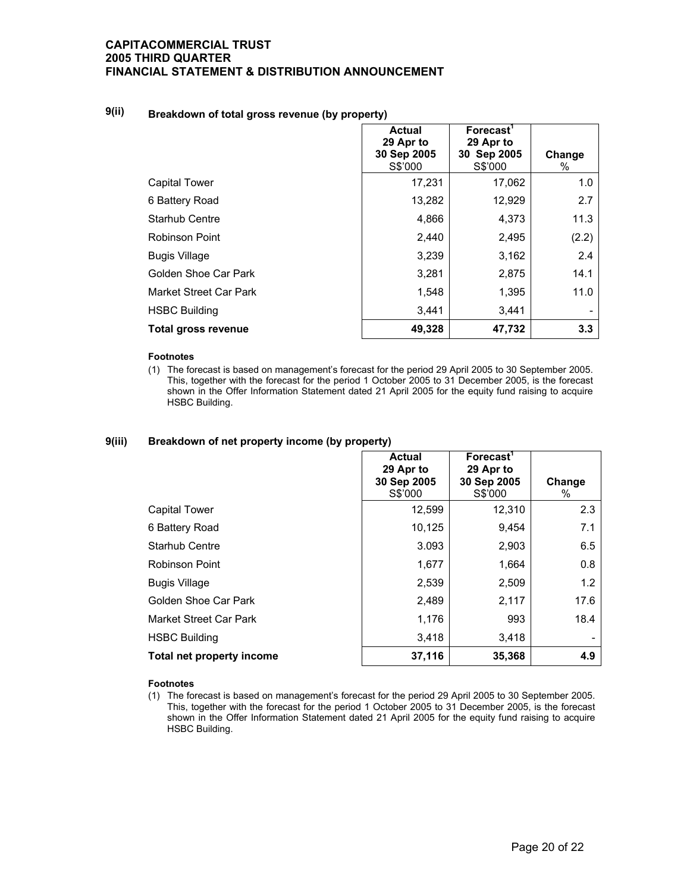**CAPITACOMMERCIAL TRUST**
**2005 THIRD QUARTER**
**FINANCIAL STATEMENT & DISTRIBUTION ANNOUNCEMENT**

## 9(ii) Breakdown of total gross revenue (by property)

| | Actual 29 Apr to 30 Sep 2005 S$'000 | Forecast[1] 29 Apr to 30 Sep 2005 S$'000 | Change % |
|---|---|---|---|
| Capital Tower | 17,231 | 17,062 | 1.0 |
| 6 Battery Road | 13,282 | 12,929 | 2.7 |
| Starhub Centre | 4,866 | 4,373 | 11.3 |
| Robinson Point | 2,440 | 2,495 | (2.2) |
| Bugis Village | 3,239 | 3,162 | 2.4 |
| Golden Shoe Car Park | 3,281 | 2,875 | 14.1 |
| Market Street Car Park | 1,548 | 1,395 | 11.0 |
| HSBC Building | 3,441 | 3,441 | - |
| **Total gross revenue** | **49,328** | **47,732** | **3.3** |

**Footnotes**

(1) The forecast is based on management's forecast for the period 29 April 2005 to 30 September 2005. This, together with the forecast for the period 1 October 2005 to 31 December 2005, is the forecast shown in the Offer Information Statement dated 21 April 2005 for the equity fund raising to acquire HSBC Building.

## 9(iii) Breakdown of net property income (by property)

| | Actual 29 Apr to 30 Sep 2005 S$'000 | Forecast[1] 29 Apr to 30 Sep 2005 S$'000 | Change % |
|---|---|---|---|
| Capital Tower | 12,599 | 12,310 | 2.3 |
| 6 Battery Road | 10,125 | 9,454 | 7.1 |
| Starhub Centre | 3.093 | 2,903 | 6.5 |
| Robinson Point | 1,677 | 1,664 | 0.8 |
| Bugis Village | 2,539 | 2,509 | 1.2 |
| Golden Shoe Car Park | 2,489 | 2,117 | 17.6 |
| Market Street Car Park | 1,176 | 993 | 18.4 |
| HSBC Building | 3,418 | 3,418 | - |
| **Total net property income** | **37,116** | **35,368** | **4.9** |

**Footnotes**

(1) The forecast is based on management's forecast for the period 29 April 2005 to 30 September 2005. This, together with the forecast for the period 1 October 2005 to 31 December 2005, is the forecast shown in the Offer Information Statement dated 21 April 2005 for the equity fund raising to acquire HSBC Building.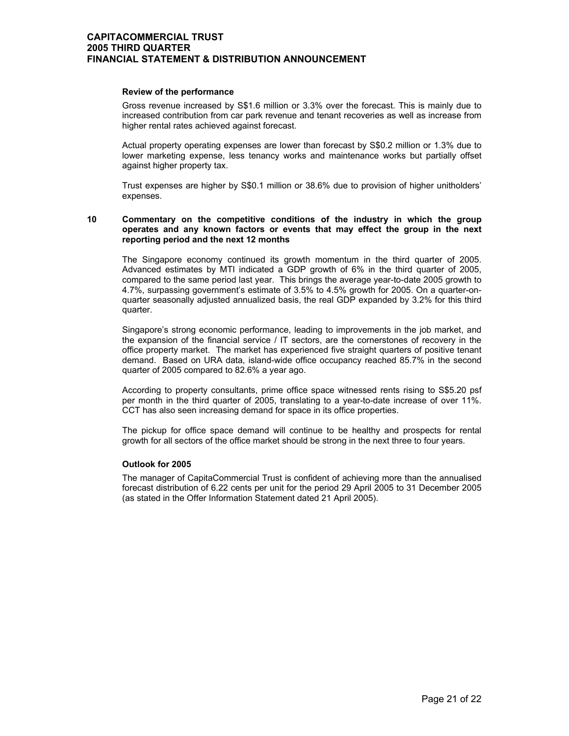**Review of the performance**

Gross revenue increased by S$1.6 million or 3.3% over the forecast. This is mainly due to increased contribution from car park revenue and tenant recoveries as well as increase from higher rental rates achieved against forecast.

Actual property operating expenses are lower than forecast by S$0.2 million or 1.3% due to lower marketing expense, less tenancy works and maintenance works but partially offset against higher property tax.

Trust expenses are higher by S$0.1 million or 38.6% due to provision of higher unitholders' expenses.

**10 Commentary on the competitive conditions of the industry in which the group operates and any known factors or events that may effect the group in the next reporting period and the next 12 months**

The Singapore economy continued its growth momentum in the third quarter of 2005. Advanced estimates by MTI indicated a GDP growth of 6% in the third quarter of 2005, compared to the same period last year. This brings the average year-to-date 2005 growth to 4.7%, surpassing government's estimate of 3.5% to 4.5% growth for 2005. On a quarter-on-quarter seasonally adjusted annualized basis, the real GDP expanded by 3.2% for this third quarter.

Singapore's strong economic performance, leading to improvements in the job market, and the expansion of the financial service / IT sectors, are the cornerstones of recovery in the office property market. The market has experienced five straight quarters of positive tenant demand. Based on URA data, island-wide office occupancy reached 85.7% in the second quarter of 2005 compared to 82.6% a year ago.

According to property consultants, prime office space witnessed rents rising to S$5.20 psf per month in the third quarter of 2005, translating to a year-to-date increase of over 11%. CCT has also seen increasing demand for space in its office properties.

The pickup for office space demand will continue to be healthy and prospects for rental growth for all sectors of the office market should be strong in the next three to four years.

**Outlook for 2005**

The manager of CapitaCommercial Trust is confident of achieving more than the annualised forecast distribution of 6.22 cents per unit for the period 29 April 2005 to 31 December 2005 (as stated in the Offer Information Statement dated 21 April 2005).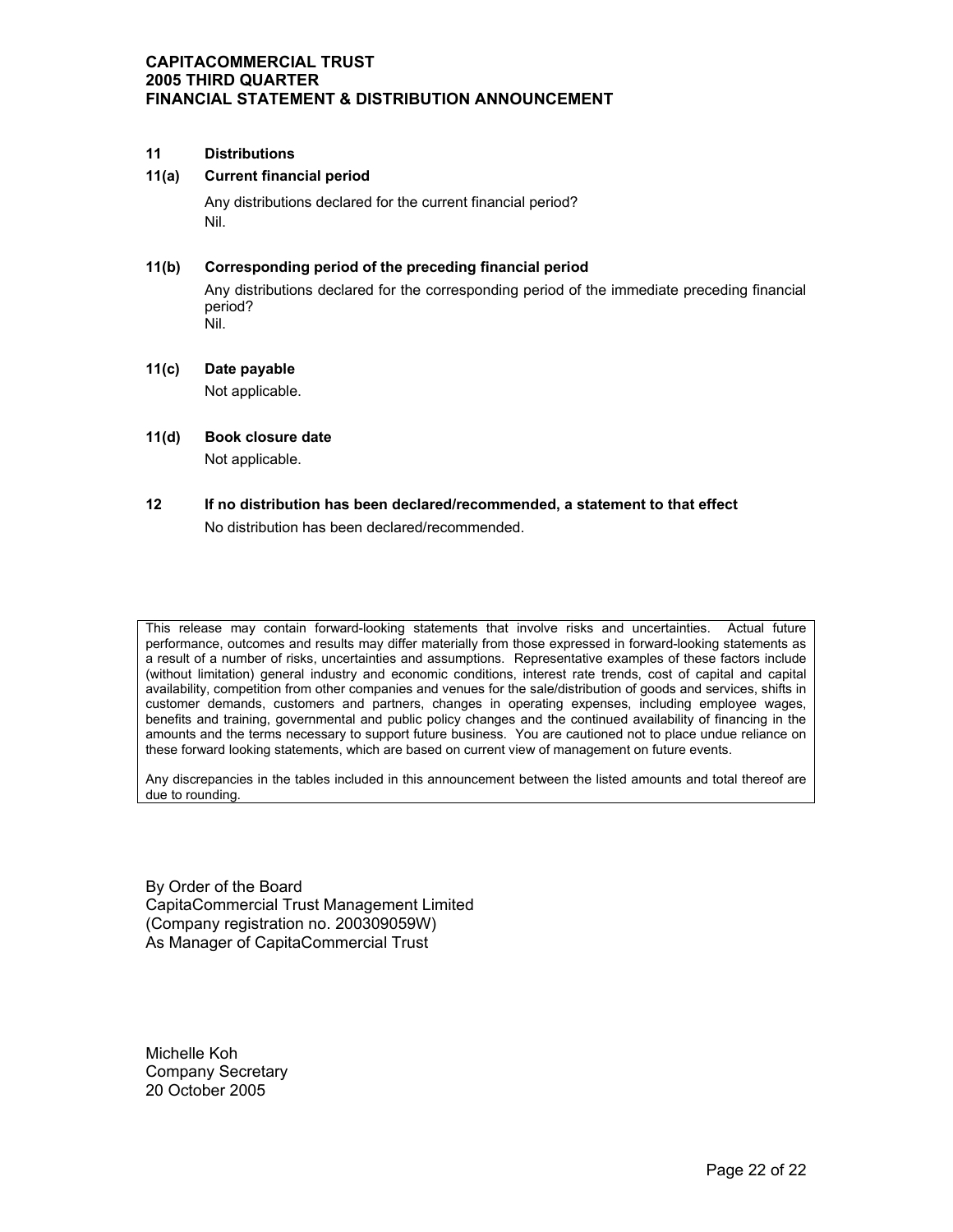## 11 Distributions

### 11(a) Current financial period

Any distributions declared for the current financial period?
Nil.

### 11(b) Corresponding period of the preceding financial period

Any distributions declared for the corresponding period of the immediate preceding financial period?
Nil.

### 11(c) Date payable

Not applicable.

### 11(d) Book closure date

Not applicable.

## 12 If no distribution has been declared/recommended, a statement to that effect

No distribution has been declared/recommended.

This release may contain forward-looking statements that involve risks and uncertainties. Actual future performance, outcomes and results may differ materially from those expressed in forward-looking statements as a result of a number of risks, uncertainties and assumptions. Representative examples of these factors include (without limitation) general industry and economic conditions, interest rate trends, cost of capital and capital availability, competition from other companies and venues for the sale/distribution of goods and services, shifts in customer demands, customers and partners, changes in operating expenses, including employee wages, benefits and training, governmental and public policy changes and the continued availability of financing in the amounts and the terms necessary to support future business. You are cautioned not to place undue reliance on these forward looking statements, which are based on current view of management on future events.

Any discrepancies in the tables included in this announcement between the listed amounts and total thereof are due to rounding.

By Order of the Board
CapitaCommercial Trust Management Limited
(Company registration no. 200309059W)
As Manager of CapitaCommercial Trust

Michelle Koh
Company Secretary
20 October 2005